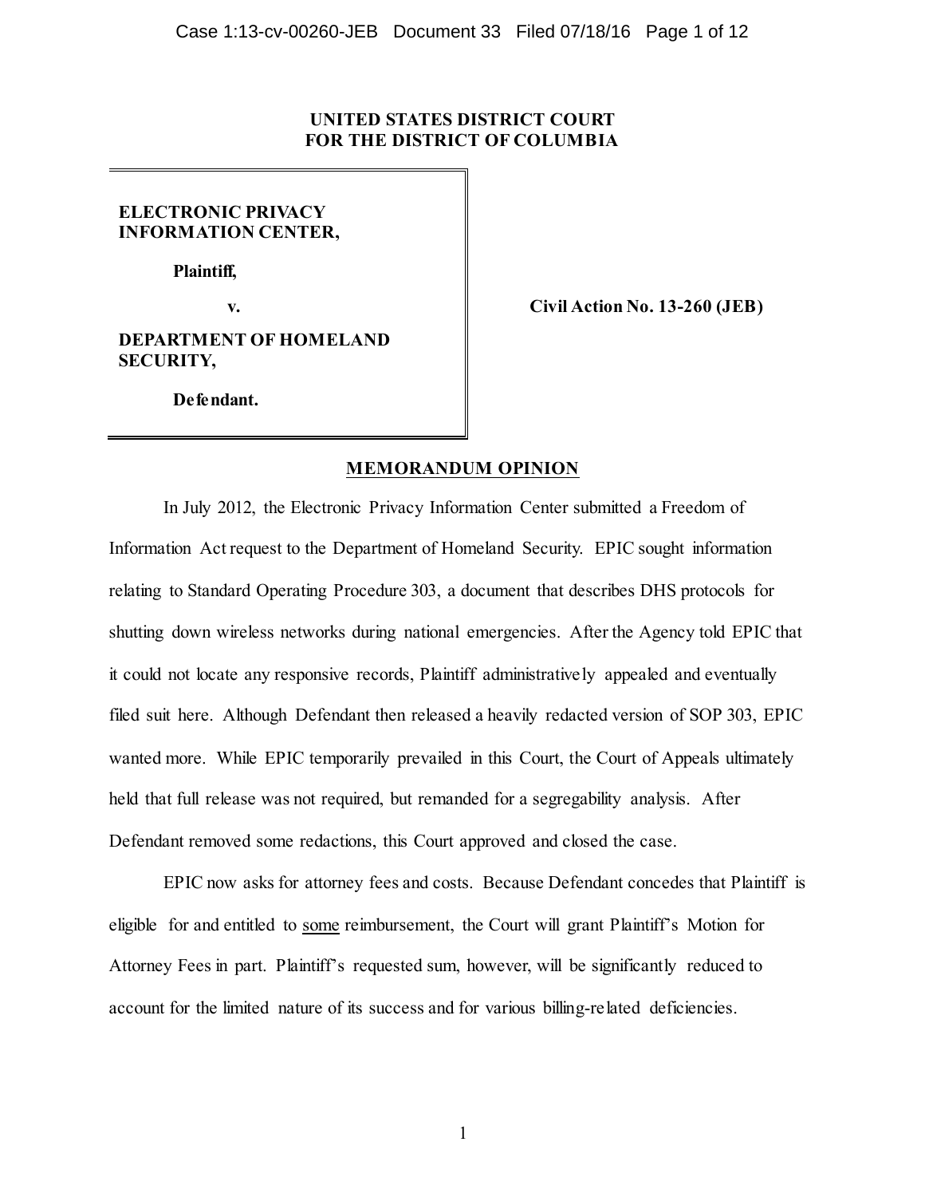**UNITED STATES DISTRICT COURT**
**FOR THE DISTRICT OF COLUMBIA**

**ELECTRONIC PRIVACY INFORMATION CENTER,**

**Plaintiff,**

**v.**

**DEPARTMENT OF HOMELAND SECURITY,**

**Defendant.**

**Civil Action No. 13-260 (JEB)**

## MEMORANDUM OPINION

In July 2012, the Electronic Privacy Information Center submitted a Freedom of Information Act request to the Department of Homeland Security. EPIC sought information relating to Standard Operating Procedure 303, a document that describes DHS protocols for shutting down wireless networks during national emergencies. After the Agency told EPIC that it could not locate any responsive records, Plaintiff administratively appealed and eventually filed suit here. Although Defendant then released a heavily redacted version of SOP 303, EPIC wanted more. While EPIC temporarily prevailed in this Court, the Court of Appeals ultimately held that full release was not required, but remanded for a segregability analysis. After Defendant removed some redactions, this Court approved and closed the case.

EPIC now asks for attorney fees and costs. Because Defendant concedes that Plaintiff is eligible for and entitled to some reimbursement, the Court will grant Plaintiff's Motion for Attorney Fees in part. Plaintiff's requested sum, however, will be significantly reduced to account for the limited nature of its success and for various billing-related deficiencies.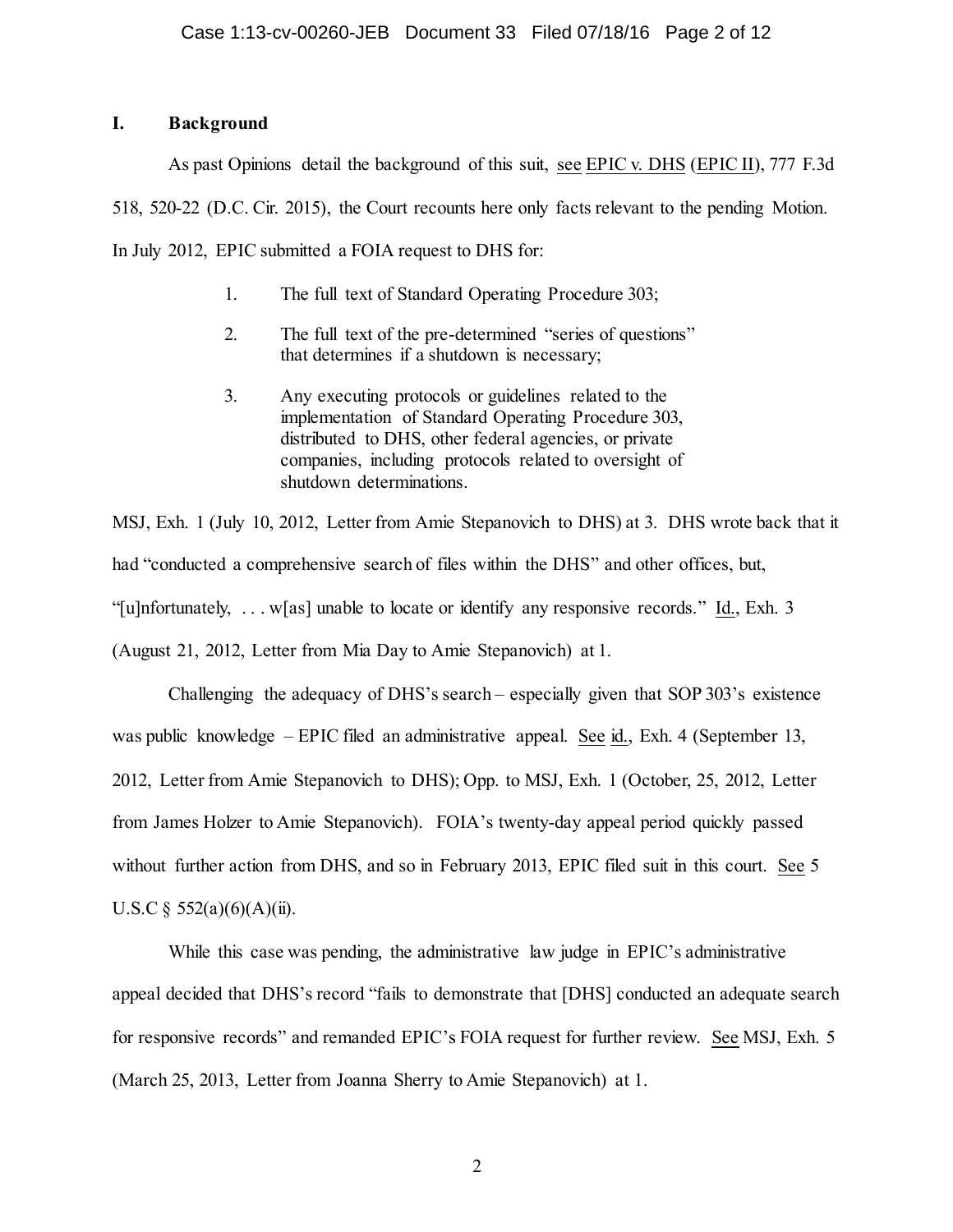## I. Background

As past Opinions detail the background of this suit, see EPIC v. DHS (EPIC II), 777 F.3d 518, 520-22 (D.C. Cir. 2015), the Court recounts here only facts relevant to the pending Motion. In July 2012, EPIC submitted a FOIA request to DHS for:

> 1. The full text of Standard Operating Procedure 303;
> 2. The full text of the pre-determined "series of questions" that determines if a shutdown is necessary;
> 3. Any executing protocols or guidelines related to the implementation of Standard Operating Procedure 303, distributed to DHS, other federal agencies, or private companies, including protocols related to oversight of shutdown determinations.

MSJ, Exh. 1 (July 10, 2012, Letter from Amie Stepanovich to DHS) at 3. DHS wrote back that it had "conducted a comprehensive search of files within the DHS" and other offices, but, "[u]nfortunately, . . . w[as] unable to locate or identify any responsive records." Id., Exh. 3 (August 21, 2012, Letter from Mia Day to Amie Stepanovich) at 1.

Challenging the adequacy of DHS's search – especially given that SOP 303's existence was public knowledge – EPIC filed an administrative appeal. See id., Exh. 4 (September 13, 2012, Letter from Amie Stepanovich to DHS); Opp. to MSJ, Exh. 1 (October, 25, 2012, Letter from James Holzer to Amie Stepanovich). FOIA's twenty-day appeal period quickly passed without further action from DHS, and so in February 2013, EPIC filed suit in this court. See 5 U.S.C § 552(a)(6)(A)(ii).

While this case was pending, the administrative law judge in EPIC's administrative appeal decided that DHS's record "fails to demonstrate that [DHS] conducted an adequate search for responsive records" and remanded EPIC's FOIA request for further review. See MSJ, Exh. 5 (March 25, 2013, Letter from Joanna Sherry to Amie Stepanovich) at 1.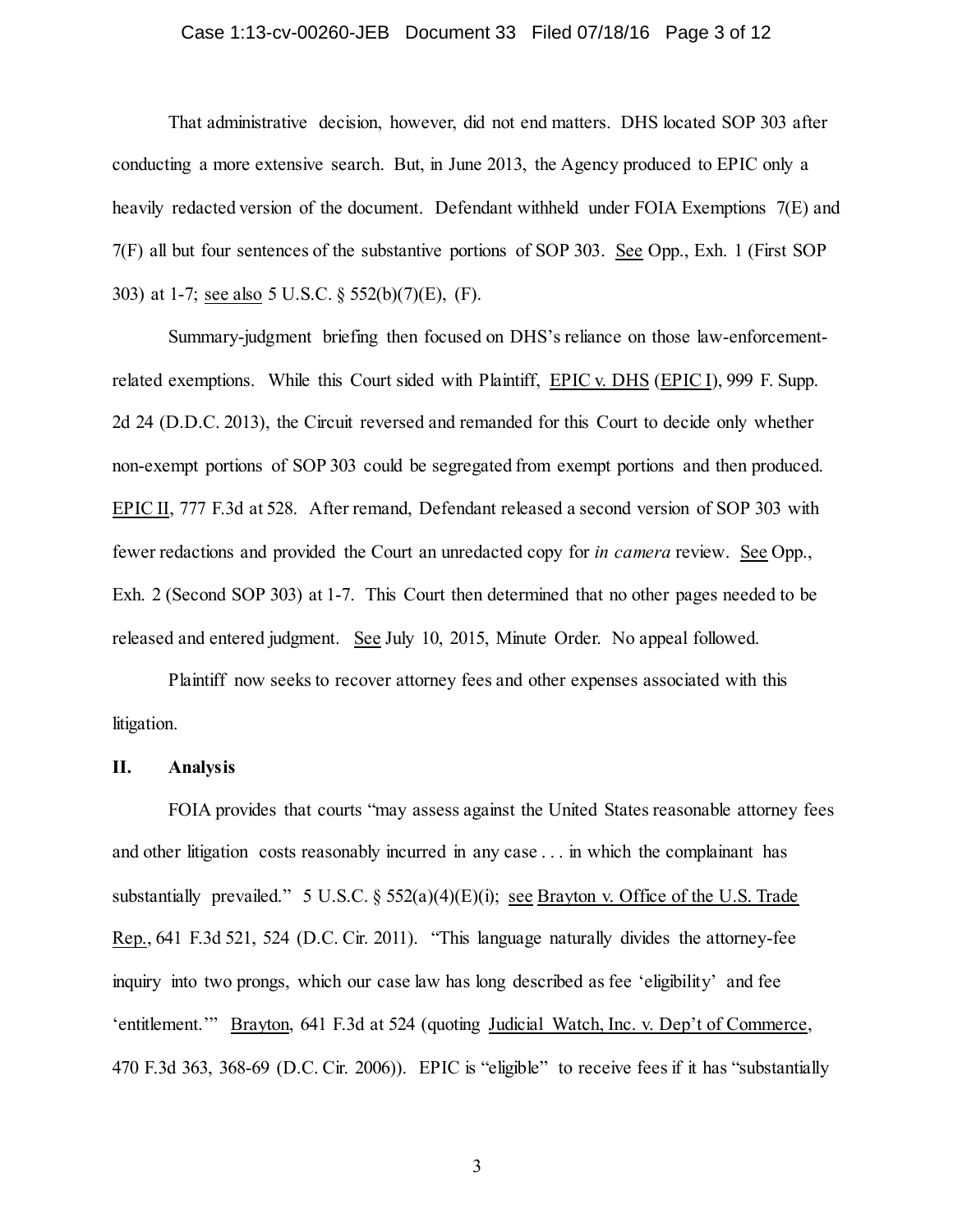That administrative decision, however, did not end matters. DHS located SOP 303 after conducting a more extensive search. But, in June 2013, the Agency produced to EPIC only a heavily redacted version of the document. Defendant withheld under FOIA Exemptions 7(E) and 7(F) all but four sentences of the substantive portions of SOP 303. See Opp., Exh. 1 (First SOP 303) at 1-7; see also 5 U.S.C. § 552(b)(7)(E), (F).

Summary-judgment briefing then focused on DHS's reliance on those law-enforcement-related exemptions. While this Court sided with Plaintiff, EPIC v. DHS (EPIC I), 999 F. Supp. 2d 24 (D.D.C. 2013), the Circuit reversed and remanded for this Court to decide only whether non-exempt portions of SOP 303 could be segregated from exempt portions and then produced. EPIC II, 777 F.3d at 528. After remand, Defendant released a second version of SOP 303 with fewer redactions and provided the Court an unredacted copy for *in camera* review. See Opp., Exh. 2 (Second SOP 303) at 1-7. This Court then determined that no other pages needed to be released and entered judgment. See July 10, 2015, Minute Order. No appeal followed.

Plaintiff now seeks to recover attorney fees and other expenses associated with this litigation.

## II. Analysis

FOIA provides that courts "may assess against the United States reasonable attorney fees and other litigation costs reasonably incurred in any case . . . in which the complainant has substantially prevailed." 5 U.S.C. § 552(a)(4)(E)(i); see Brayton v. Office of the U.S. Trade Rep., 641 F.3d 521, 524 (D.C. Cir. 2011). "This language naturally divides the attorney-fee inquiry into two prongs, which our case law has long described as fee 'eligibility' and fee 'entitlement.'" Brayton, 641 F.3d at 524 (quoting Judicial Watch, Inc. v. Dep't of Commerce, 470 F.3d 363, 368-69 (D.C. Cir. 2006)). EPIC is "eligible" to receive fees if it has "substantially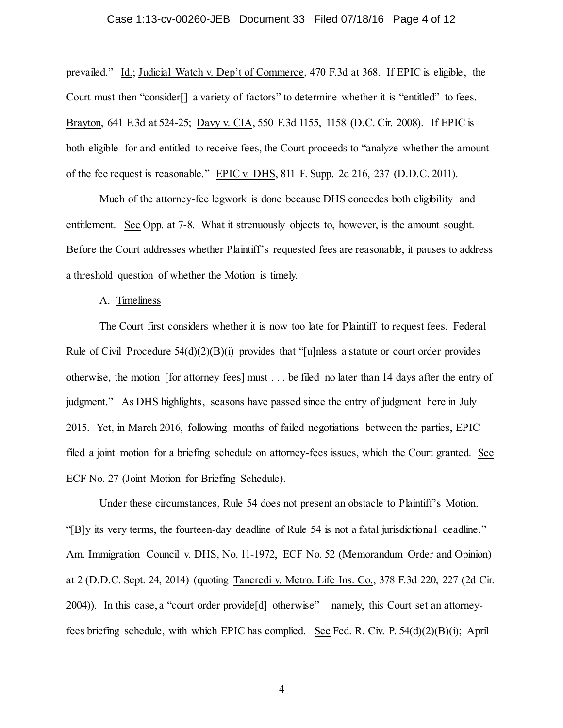prevailed." Id.; Judicial Watch v. Dep't of Commerce, 470 F.3d at 368. If EPIC is eligible, the Court must then "consider[] a variety of factors" to determine whether it is "entitled" to fees. Brayton, 641 F.3d at 524-25; Davy v. CIA, 550 F.3d 1155, 1158 (D.C. Cir. 2008). If EPIC is both eligible for and entitled to receive fees, the Court proceeds to "analyze whether the amount of the fee request is reasonable." EPIC v. DHS, 811 F. Supp. 2d 216, 237 (D.D.C. 2011).

Much of the attorney-fee legwork is done because DHS concedes both eligibility and entitlement. See Opp. at 7-8. What it strenuously objects to, however, is the amount sought. Before the Court addresses whether Plaintiff's requested fees are reasonable, it pauses to address a threshold question of whether the Motion is timely.

A. Timeliness

The Court first considers whether it is now too late for Plaintiff to request fees. Federal Rule of Civil Procedure 54(d)(2)(B)(i) provides that "[u]nless a statute or court order provides otherwise, the motion [for attorney fees] must . . . be filed no later than 14 days after the entry of judgment." As DHS highlights, seasons have passed since the entry of judgment here in July 2015. Yet, in March 2016, following months of failed negotiations between the parties, EPIC filed a joint motion for a briefing schedule on attorney-fees issues, which the Court granted. See ECF No. 27 (Joint Motion for Briefing Schedule).

Under these circumstances, Rule 54 does not present an obstacle to Plaintiff's Motion. "[B]y its very terms, the fourteen-day deadline of Rule 54 is not a fatal jurisdictional deadline." Am. Immigration Council v. DHS, No. 11-1972, ECF No. 52 (Memorandum Order and Opinion) at 2 (D.D.C. Sept. 24, 2014) (quoting Tancredi v. Metro. Life Ins. Co., 378 F.3d 220, 227 (2d Cir. 2004)). In this case, a "court order provide[d] otherwise" – namely, this Court set an attorney-fees briefing schedule, with which EPIC has complied. See Fed. R. Civ. P. 54(d)(2)(B)(i); April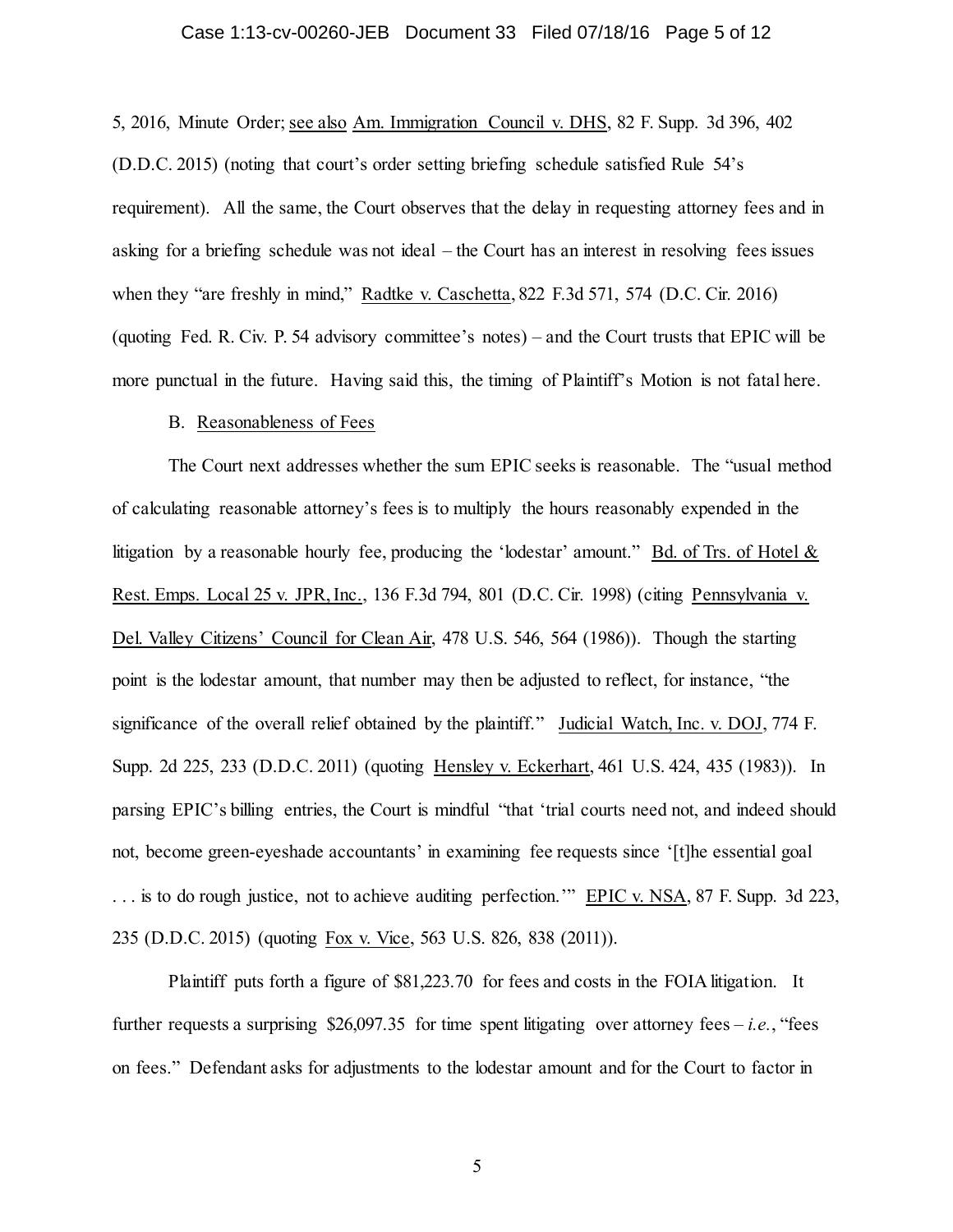5, 2016, Minute Order; see also Am. Immigration Council v. DHS, 82 F. Supp. 3d 396, 402 (D.D.C. 2015) (noting that court's order setting briefing schedule satisfied Rule 54's requirement). All the same, the Court observes that the delay in requesting attorney fees and in asking for a briefing schedule was not ideal – the Court has an interest in resolving fees issues when they "are freshly in mind," Radtke v. Caschetta, 822 F.3d 571, 574 (D.C. Cir. 2016) (quoting Fed. R. Civ. P. 54 advisory committee's notes) – and the Court trusts that EPIC will be more punctual in the future. Having said this, the timing of Plaintiff's Motion is not fatal here.

B. Reasonableness of Fees

The Court next addresses whether the sum EPIC seeks is reasonable. The "usual method of calculating reasonable attorney's fees is to multiply the hours reasonably expended in the litigation by a reasonable hourly fee, producing the 'lodestar' amount." Bd. of Trs. of Hotel & Rest. Emps. Local 25 v. JPR, Inc., 136 F.3d 794, 801 (D.C. Cir. 1998) (citing Pennsylvania v. Del. Valley Citizens' Council for Clean Air, 478 U.S. 546, 564 (1986)). Though the starting point is the lodestar amount, that number may then be adjusted to reflect, for instance, "the significance of the overall relief obtained by the plaintiff." Judicial Watch, Inc. v. DOJ, 774 F. Supp. 2d 225, 233 (D.D.C. 2011) (quoting Hensley v. Eckerhart, 461 U.S. 424, 435 (1983)). In parsing EPIC's billing entries, the Court is mindful "that 'trial courts need not, and indeed should not, become green-eyeshade accountants' in examining fee requests since '[t]he essential goal . . . is to do rough justice, not to achieve auditing perfection.'" EPIC v. NSA, 87 F. Supp. 3d 223, 235 (D.D.C. 2015) (quoting Fox v. Vice, 563 U.S. 826, 838 (2011)).

Plaintiff puts forth a figure of $81,223.70 for fees and costs in the FOIA litigation. It further requests a surprising $26,097.35 for time spent litigating over attorney fees – *i.e.*, "fees on fees." Defendant asks for adjustments to the lodestar amount and for the Court to factor in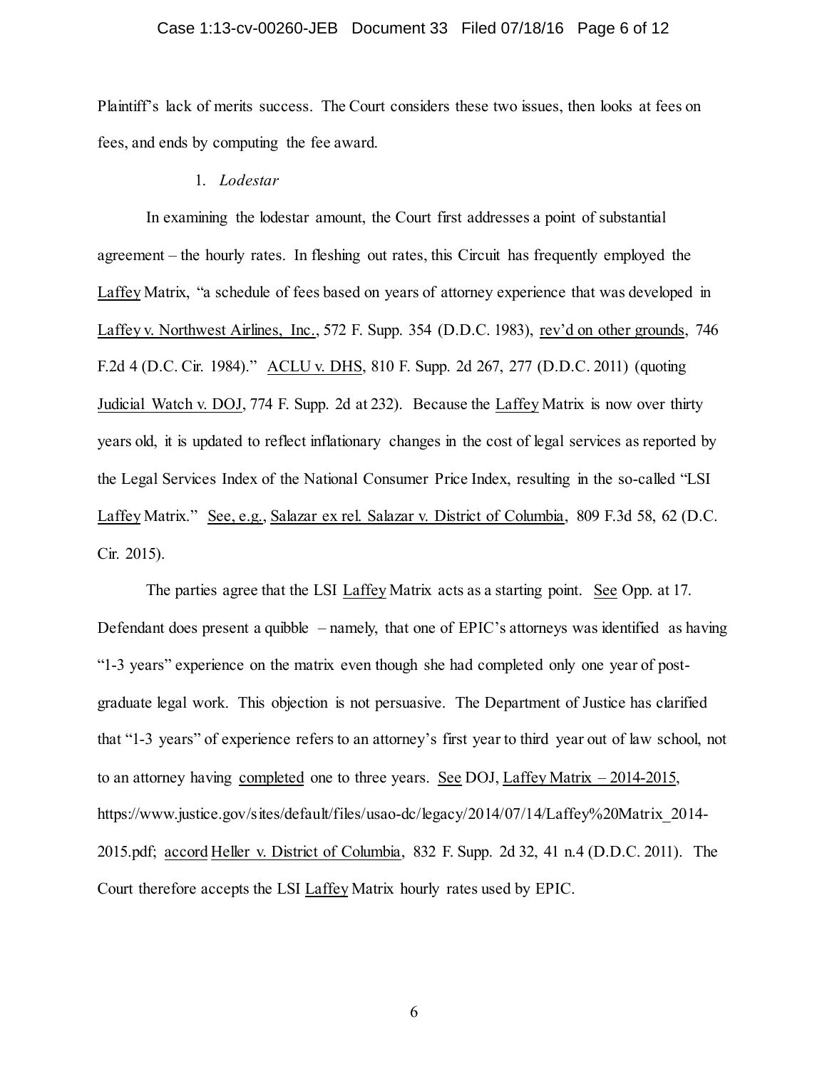Plaintiff's lack of merits success. The Court considers these two issues, then looks at fees on fees, and ends by computing the fee award.

1. *Lodestar*

In examining the lodestar amount, the Court first addresses a point of substantial agreement – the hourly rates. In fleshing out rates, this Circuit has frequently employed the Laffey Matrix, "a schedule of fees based on years of attorney experience that was developed in Laffey v. Northwest Airlines, Inc., 572 F. Supp. 354 (D.D.C. 1983), rev'd on other grounds, 746 F.2d 4 (D.C. Cir. 1984)." ACLU v. DHS, 810 F. Supp. 2d 267, 277 (D.D.C. 2011) (quoting Judicial Watch v. DOJ, 774 F. Supp. 2d at 232). Because the Laffey Matrix is now over thirty years old, it is updated to reflect inflationary changes in the cost of legal services as reported by the Legal Services Index of the National Consumer Price Index, resulting in the so-called "LSI Laffey Matrix." See, e.g., Salazar ex rel. Salazar v. District of Columbia, 809 F.3d 58, 62 (D.C. Cir. 2015).

The parties agree that the LSI Laffey Matrix acts as a starting point. See Opp. at 17. Defendant does present a quibble – namely, that one of EPIC's attorneys was identified as having "1-3 years" experience on the matrix even though she had completed only one year of post-graduate legal work. This objection is not persuasive. The Department of Justice has clarified that "1-3 years" of experience refers to an attorney's first year to third year out of law school, not to an attorney having completed one to three years. See DOJ, Laffey Matrix – 2014-2015, https://www.justice.gov/sites/default/files/usao-dc/legacy/2014/07/14/Laffey%20Matrix_2014-2015.pdf; accord Heller v. District of Columbia, 832 F. Supp. 2d 32, 41 n.4 (D.D.C. 2011). The Court therefore accepts the LSI Laffey Matrix hourly rates used by EPIC.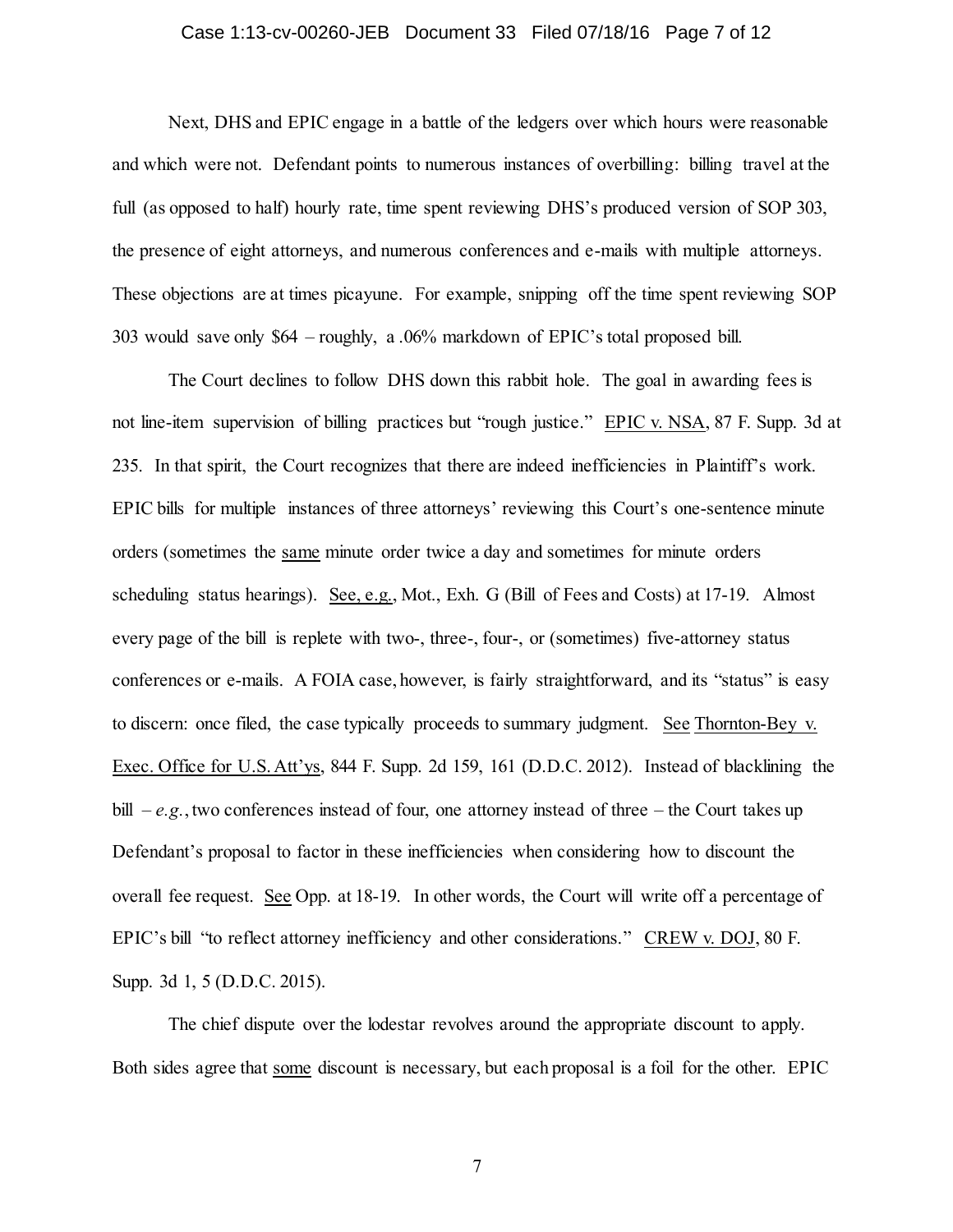Next, DHS and EPIC engage in a battle of the ledgers over which hours were reasonable and which were not. Defendant points to numerous instances of overbilling: billing travel at the full (as opposed to half) hourly rate, time spent reviewing DHS's produced version of SOP 303, the presence of eight attorneys, and numerous conferences and e-mails with multiple attorneys. These objections are at times picayune. For example, snipping off the time spent reviewing SOP 303 would save only $64 – roughly, a .06% markdown of EPIC's total proposed bill.

The Court declines to follow DHS down this rabbit hole. The goal in awarding fees is not line-item supervision of billing practices but "rough justice." <u>EPIC v. NSA</u>, 87 F. Supp. 3d at 235. In that spirit, the Court recognizes that there are indeed inefficiencies in Plaintiff's work. EPIC bills for multiple instances of three attorneys' reviewing this Court's one-sentence minute orders (sometimes the <u>same</u> minute order twice a day and sometimes for minute orders scheduling status hearings). <u>See, e.g.</u>, Mot., Exh. G (Bill of Fees and Costs) at 17-19. Almost every page of the bill is replete with two-, three-, four-, or (sometimes) five-attorney status conferences or e-mails. A FOIA case, however, is fairly straightforward, and its "status" is easy to discern: once filed, the case typically proceeds to summary judgment. <u>See</u> <u>Thornton-Bey v. Exec. Office for U.S. Att'ys</u>, 844 F. Supp. 2d 159, 161 (D.D.C. 2012). Instead of blacklining the bill – *e.g.*, two conferences instead of four, one attorney instead of three – the Court takes up Defendant's proposal to factor in these inefficiencies when considering how to discount the overall fee request. <u>See</u> Opp. at 18-19. In other words, the Court will write off a percentage of EPIC's bill "to reflect attorney inefficiency and other considerations." <u>CREW v. DOJ</u>, 80 F. Supp. 3d 1, 5 (D.D.C. 2015).

The chief dispute over the lodestar revolves around the appropriate discount to apply. Both sides agree that <u>some</u> discount is necessary, but each proposal is a foil for the other. EPIC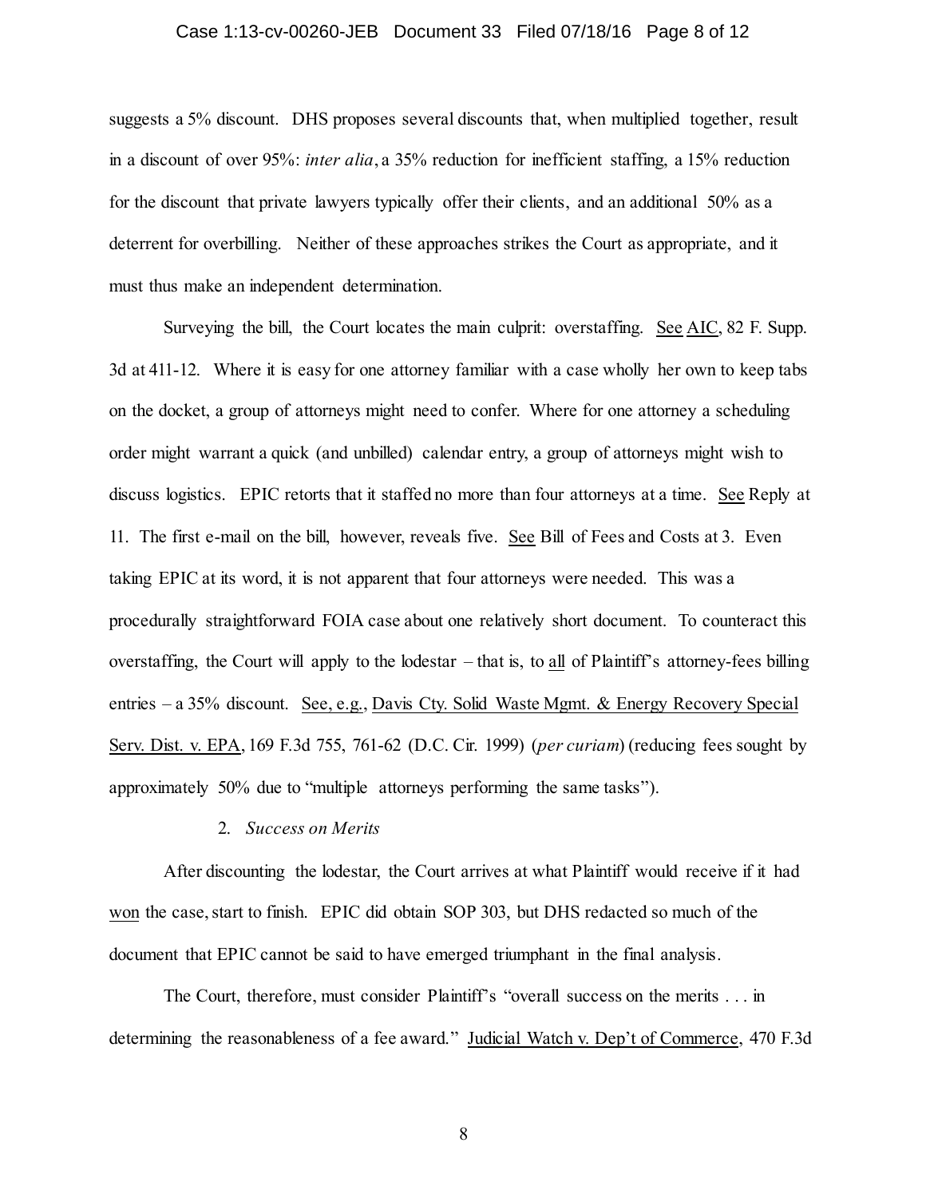suggests a 5% discount. DHS proposes several discounts that, when multiplied together, result in a discount of over 95%: *inter alia*, a 35% reduction for inefficient staffing, a 15% reduction for the discount that private lawyers typically offer their clients, and an additional 50% as a deterrent for overbilling. Neither of these approaches strikes the Court as appropriate, and it must thus make an independent determination.

Surveying the bill, the Court locates the main culprit: overstaffing. See AIC, 82 F. Supp. 3d at 411-12. Where it is easy for one attorney familiar with a case wholly her own to keep tabs on the docket, a group of attorneys might need to confer. Where for one attorney a scheduling order might warrant a quick (and unbilled) calendar entry, a group of attorneys might wish to discuss logistics. EPIC retorts that it staffed no more than four attorneys at a time. See Reply at 11. The first e-mail on the bill, however, reveals five. See Bill of Fees and Costs at 3. Even taking EPIC at its word, it is not apparent that four attorneys were needed. This was a procedurally straightforward FOIA case about one relatively short document. To counteract this overstaffing, the Court will apply to the lodestar – that is, to all of Plaintiff's attorney-fees billing entries – a 35% discount. See, e.g., Davis Cty. Solid Waste Mgmt. & Energy Recovery Special Serv. Dist. v. EPA, 169 F.3d 755, 761-62 (D.C. Cir. 1999) (*per curiam*) (reducing fees sought by approximately 50% due to "multiple attorneys performing the same tasks").

2. *Success on Merits*

After discounting the lodestar, the Court arrives at what Plaintiff would receive if it had won the case, start to finish. EPIC did obtain SOP 303, but DHS redacted so much of the document that EPIC cannot be said to have emerged triumphant in the final analysis.

The Court, therefore, must consider Plaintiff's "overall success on the merits . . . in determining the reasonableness of a fee award." Judicial Watch v. Dep't of Commerce, 470 F.3d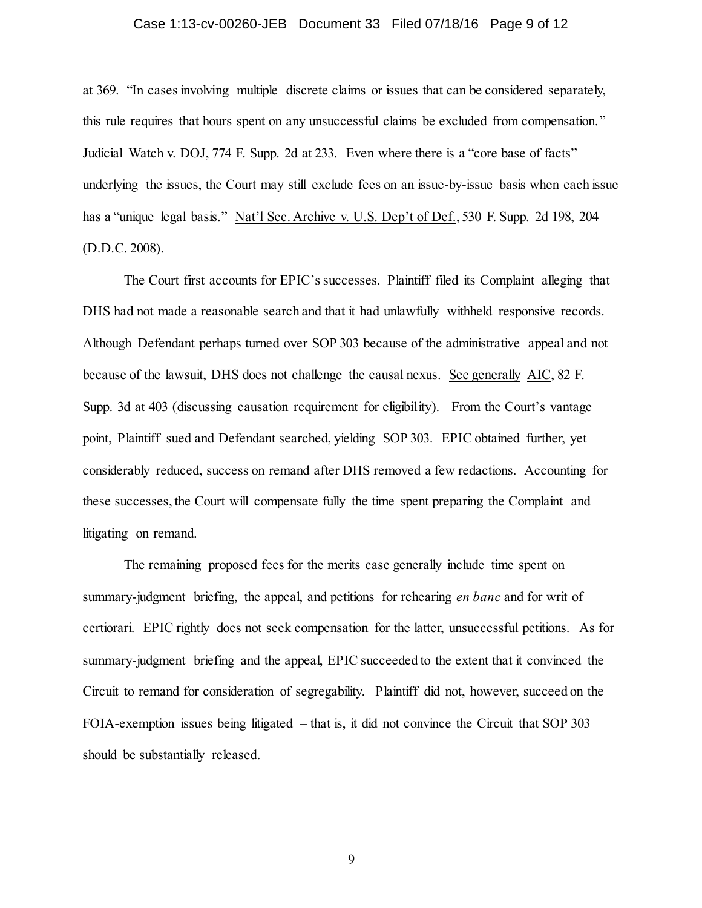at 369. "In cases involving multiple discrete claims or issues that can be considered separately, this rule requires that hours spent on any unsuccessful claims be excluded from compensation." Judicial Watch v. DOJ, 774 F. Supp. 2d at 233. Even where there is a "core base of facts" underlying the issues, the Court may still exclude fees on an issue-by-issue basis when each issue has a "unique legal basis." Nat'l Sec. Archive v. U.S. Dep't of Def., 530 F. Supp. 2d 198, 204 (D.D.C. 2008).

The Court first accounts for EPIC's successes. Plaintiff filed its Complaint alleging that DHS had not made a reasonable search and that it had unlawfully withheld responsive records. Although Defendant perhaps turned over SOP 303 because of the administrative appeal and not because of the lawsuit, DHS does not challenge the causal nexus. See generally AIC, 82 F. Supp. 3d at 403 (discussing causation requirement for eligibility). From the Court's vantage point, Plaintiff sued and Defendant searched, yielding SOP 303. EPIC obtained further, yet considerably reduced, success on remand after DHS removed a few redactions. Accounting for these successes, the Court will compensate fully the time spent preparing the Complaint and litigating on remand.

The remaining proposed fees for the merits case generally include time spent on summary-judgment briefing, the appeal, and petitions for rehearing *en banc* and for writ of certiorari. EPIC rightly does not seek compensation for the latter, unsuccessful petitions. As for summary-judgment briefing and the appeal, EPIC succeeded to the extent that it convinced the Circuit to remand for consideration of segregability. Plaintiff did not, however, succeed on the FOIA-exemption issues being litigated – that is, it did not convince the Circuit that SOP 303 should be substantially released.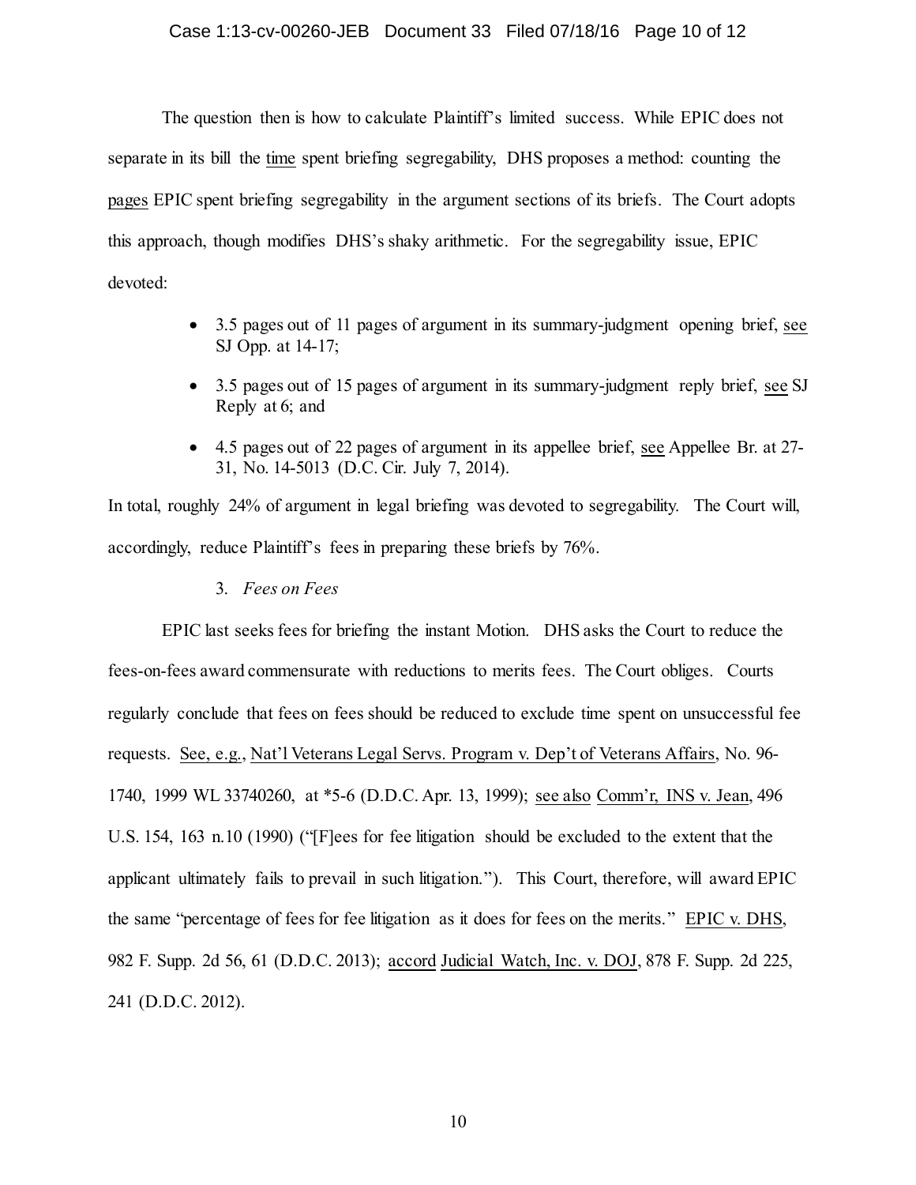The question then is how to calculate Plaintiff's limited success. While EPIC does not separate in its bill the <u>time</u> spent briefing segregability, DHS proposes a method: counting the <u>pages</u> EPIC spent briefing segregability in the argument sections of its briefs. The Court adopts this approach, though modifies DHS's shaky arithmetic. For the segregability issue, EPIC devoted:

- 3.5 pages out of 11 pages of argument in its summary-judgment opening brief, <u>see</u> SJ Opp. at 14-17;
- 3.5 pages out of 15 pages of argument in its summary-judgment reply brief, <u>see</u> SJ Reply at 6; and
- 4.5 pages out of 22 pages of argument in its appellee brief, <u>see</u> Appellee Br. at 27-31, No. 14-5013 (D.C. Cir. July 7, 2014).

In total, roughly 24% of argument in legal briefing was devoted to segregability. The Court will, accordingly, reduce Plaintiff's fees in preparing these briefs by 76%.

3. *Fees on Fees*

EPIC last seeks fees for briefing the instant Motion. DHS asks the Court to reduce the fees-on-fees award commensurate with reductions to merits fees. The Court obliges. Courts regularly conclude that fees on fees should be reduced to exclude time spent on unsuccessful fee requests. <u>See, e.g.</u>, <u>Nat'l Veterans Legal Servs. Program v. Dep't of Veterans Affairs</u>, No. 96-1740, 1999 WL 33740260, at *5-6 (D.D.C. Apr. 13, 1999); <u>see also</u> <u>Comm'r, INS v. Jean</u>, 496 U.S. 154, 163 n.10 (1990) ("[F]ees for fee litigation should be excluded to the extent that the applicant ultimately fails to prevail in such litigation."). This Court, therefore, will award EPIC the same "percentage of fees for fee litigation as it does for fees on the merits." <u>EPIC v. DHS</u>, 982 F. Supp. 2d 56, 61 (D.D.C. 2013); <u>accord</u> <u>Judicial Watch, Inc. v. DOJ</u>, 878 F. Supp. 2d 225, 241 (D.D.C. 2012).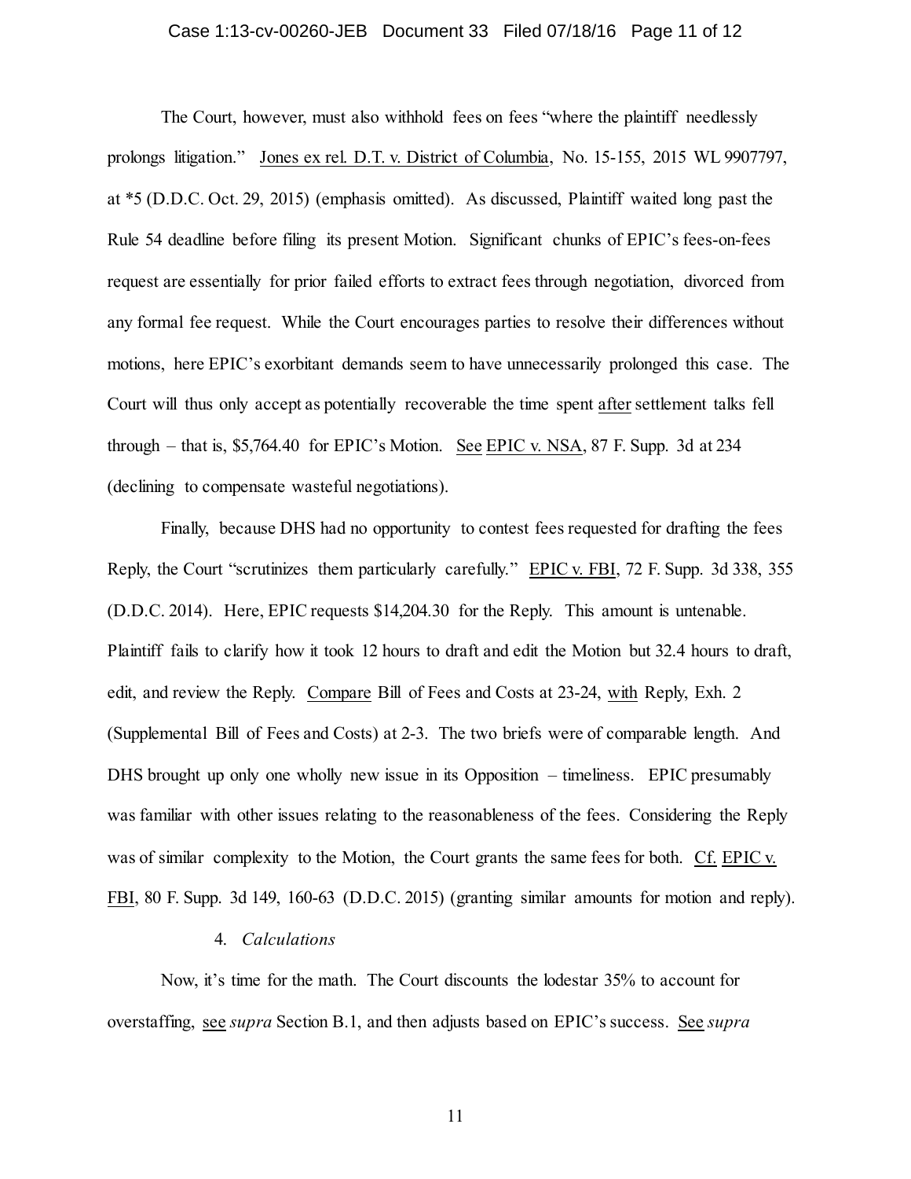The Court, however, must also withhold fees on fees "where the plaintiff needlessly prolongs litigation." Jones ex rel. D.T. v. District of Columbia, No. 15-155, 2015 WL 9907797, at *5 (D.D.C. Oct. 29, 2015) (emphasis omitted). As discussed, Plaintiff waited long past the Rule 54 deadline before filing its present Motion. Significant chunks of EPIC's fees-on-fees request are essentially for prior failed efforts to extract fees through negotiation, divorced from any formal fee request. While the Court encourages parties to resolve their differences without motions, here EPIC's exorbitant demands seem to have unnecessarily prolonged this case. The Court will thus only accept as potentially recoverable the time spent after settlement talks fell through – that is, $5,764.40 for EPIC's Motion. See EPIC v. NSA, 87 F. Supp. 3d at 234 (declining to compensate wasteful negotiations).

Finally, because DHS had no opportunity to contest fees requested for drafting the fees Reply, the Court "scrutinizes them particularly carefully." EPIC v. FBI, 72 F. Supp. 3d 338, 355 (D.D.C. 2014). Here, EPIC requests $14,204.30 for the Reply. This amount is untenable. Plaintiff fails to clarify how it took 12 hours to draft and edit the Motion but 32.4 hours to draft, edit, and review the Reply. Compare Bill of Fees and Costs at 23-24, with Reply, Exh. 2 (Supplemental Bill of Fees and Costs) at 2-3. The two briefs were of comparable length. And DHS brought up only one wholly new issue in its Opposition – timeliness. EPIC presumably was familiar with other issues relating to the reasonableness of the fees. Considering the Reply was of similar complexity to the Motion, the Court grants the same fees for both. Cf. EPIC v. FBI, 80 F. Supp. 3d 149, 160-63 (D.D.C. 2015) (granting similar amounts for motion and reply).

4. *Calculations*

Now, it's time for the math. The Court discounts the lodestar 35% to account for overstaffing, see *supra* Section B.1, and then adjusts based on EPIC's success. See *supra*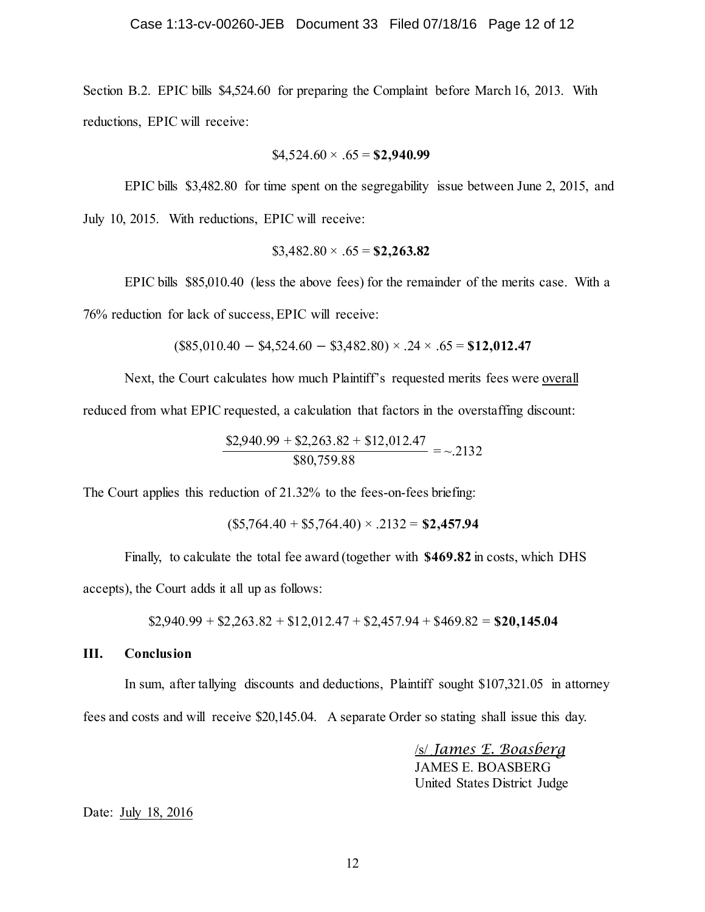Section B.2. EPIC bills \$4,524.60 for preparing the Complaint before March 16, 2013. With reductions, EPIC will receive:

$$\$4{,}524.60 \times .65 = \mathbf{\$2{,}940.99}$$

EPIC bills \$3,482.80 for time spent on the segregability issue between June 2, 2015, and July 10, 2015. With reductions, EPIC will receive:

$$\$3{,}482.80 \times .65 = \mathbf{\$2{,}263.82}$$

EPIC bills \$85,010.40 (less the above fees) for the remainder of the merits case. With a 76% reduction for lack of success, EPIC will receive:

$$(\$85{,}010.40 - \$4{,}524.60 - \$3{,}482.80) \times .24 \times .65 = \mathbf{\$12{,}012.47}$$

Next, the Court calculates how much Plaintiff's requested merits fees were <u>overall</u> reduced from what EPIC requested, a calculation that factors in the overstaffing discount:

$$\frac{\$2{,}940.99 + \$2{,}263.82 + \$12{,}012.47}{\$80{,}759.88} = \sim .2132$$

The Court applies this reduction of 21.32% to the fees-on-fees briefing:

$$(\$5{,}764.40 + \$5{,}764.40) \times .2132 = \mathbf{\$2{,}457.94}$$

Finally, to calculate the total fee award (together with **\$469.82** in costs, which DHS accepts), the Court adds it all up as follows:

$$\$2{,}940.99 + \$2{,}263.82 + \$12{,}012.47 + \$2{,}457.94 + \$469.82 = \mathbf{\$20{,}145.04}$$

## III. Conclusion

In sum, after tallying discounts and deductions, Plaintiff sought \$107,321.05 in attorney fees and costs and will receive \$20,145.04. A separate Order so stating shall issue this day.

/s/ *James E. Boasberg*
JAMES E. BOASBERG
United States District Judge

Date: July 18, 2016